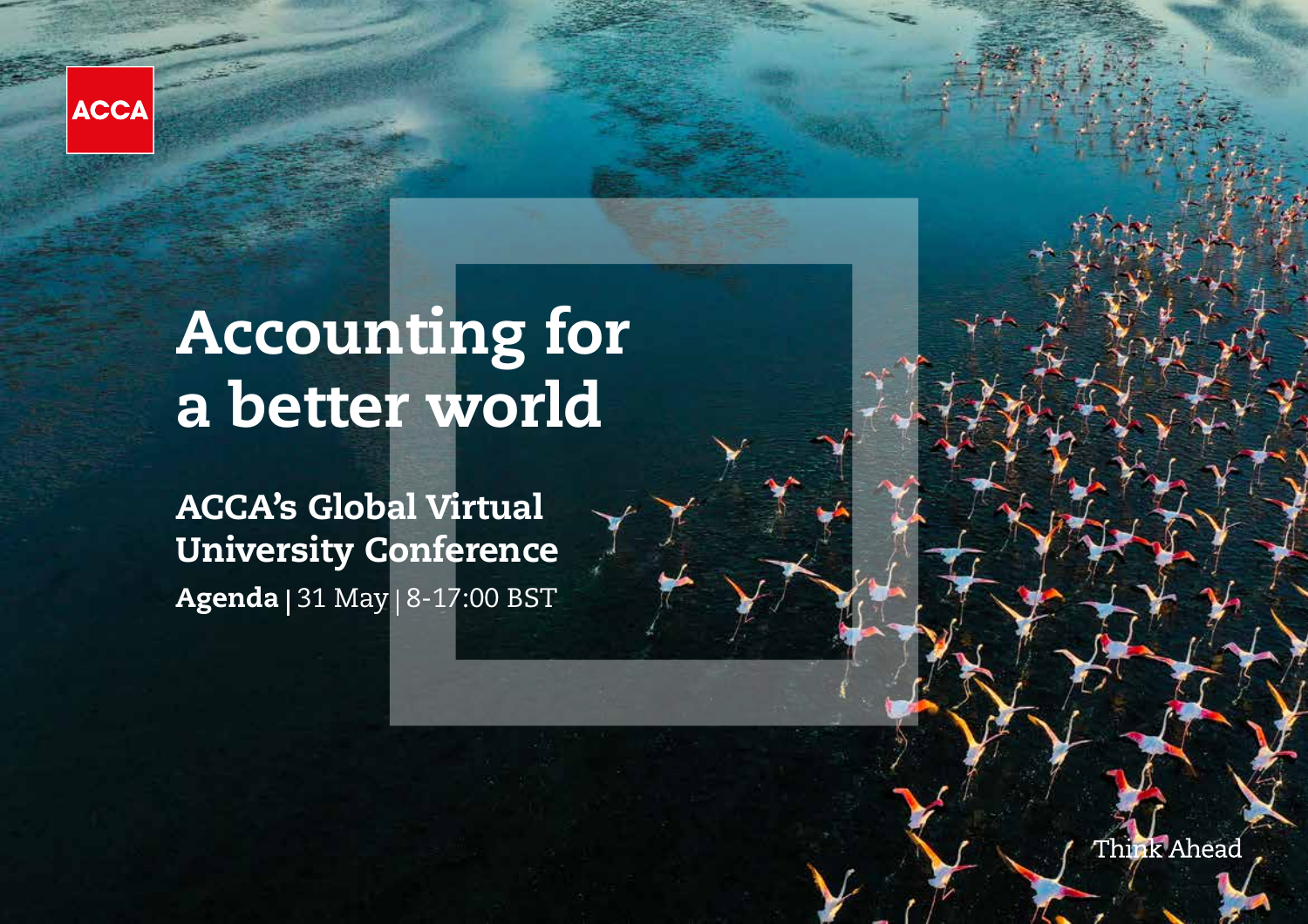ACCA

# Accounting for a better world

## ACCA's Global Virtual University Conference

**Agenda** | 31 May | 8-17:00 BST

Think Ahead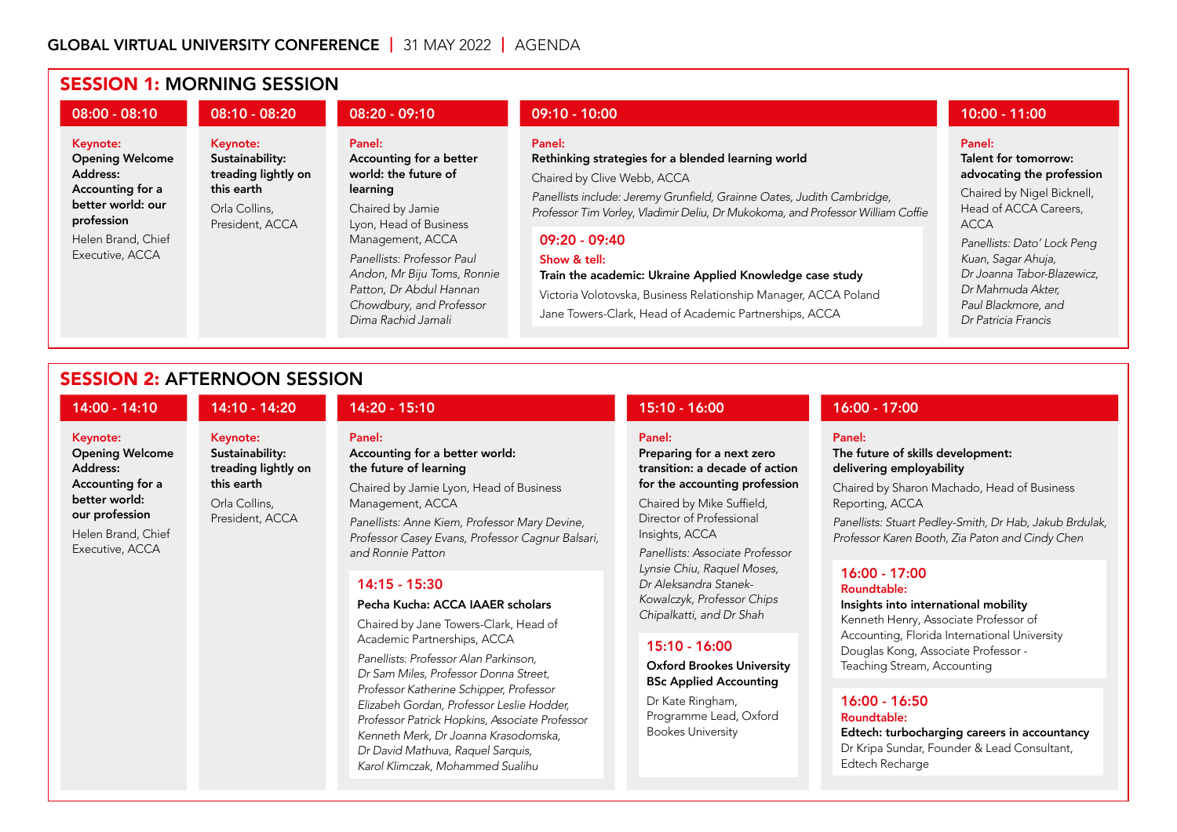GLOBAL VIRTUAL UNIVERSITY CONFERENCE | 31 MAY 2022 | AGENDA

## SESSION 1: MORNING SESSION

### 08:00 - 08:10

Keynote:
**Opening Welcome Address: Accounting for a better world: our profession**

Helen Brand, Chief Executive, ACCA

### 08:10 - 08:20

Keynote:
**Sustainability: treading lightly on this earth**

Orla Collins, President, ACCA

### 08:20 - 09:10

Panel:
**Accounting for a better world: the future of learning**

Chaired by Jamie Lyon, Head of Business Management, ACCA

*Panellists: Professor Paul Andon, Mr Biju Toms, Ronnie Patton, Dr Abdul Hannan Chowdbury, and Professor Dima Rachid Jamali*

### 09:10 - 10:00

Panel:
**Rethinking strategies for a blended learning world**

Chaired by Clive Webb, ACCA

*Panellists include: Jeremy Grunfield, Grainne Oates, Judith Cambridge, Professor Tim Vorley, Vladimir Deliu, Dr Mukokoma, and Professor William Coffie*

#### 09:20 - 09:40

Show & tell:
**Train the academic: Ukraine Applied Knowledge case study**

Victoria Volotovska, Business Relationship Manager, ACCA Poland

Jane Towers-Clark, Head of Academic Partnerships, ACCA

### 10:00 - 11:00

Panel:
**Talent for tomorrow: advocating the profession**

Chaired by Nigel Bicknell, Head of ACCA Careers, ACCA

*Panellists: Dato' Lock Peng Kuan, Sagar Ahuja, Dr Joanna Tabor-Blazewicz, Dr Mahmuda Akter, Paul Blackmore, and Dr Patricia Francis*

## SESSION 2: AFTERNOON SESSION

### 14:00 - 14:10

Keynote:
**Opening Welcome Address: Accounting for a better world: our profession**

Helen Brand, Chief Executive, ACCA

### 14:10 - 14:20

Keynote:
**Sustainability: treading lightly on this earth**

Orla Collins, President, ACCA

### 14:20 - 15:10

Panel:
**Accounting for a better world: the future of learning**

Chaired by Jamie Lyon, Head of Business Management, ACCA

*Panellists: Anne Kiem, Professor Mary Devine, Professor Casey Evans, Professor Cagnur Balsari, and Ronnie Patton*

#### 14:15 - 15:30

**Pecha Kucha: ACCA IAAER scholars**

Chaired by Jane Towers-Clark, Head of Academic Partnerships, ACCA

*Panellists: Professor Alan Parkinson, Dr Sam Miles, Professor Donna Street, Professor Katherine Schipper, Professor Elizabeh Gordan, Professor Leslie Hodder, Professor Patrick Hopkins, Associate Professor Kenneth Merk, Dr Joanna Krasodomska, Dr David Mathuva, Raquel Sarquis, Karol Klimczak, Mohammed Sualihu*

### 15:10 - 16:00

Panel:
**Preparing for a next zero transition: a decade of action for the accounting profession**

Chaired by Mike Suffield, Director of Professional Insights, ACCA

*Panellists: Associate Professor Lynsie Chiu, Raquel Moses, Dr Aleksandra Stanek-Kowalczyk, Professor Chips Chipalkatti, and Dr Shah*

#### 15:10 - 16:00

**Oxford Brookes University BSc Applied Accounting**

Dr Kate Ringham, Programme Lead, Oxford Bookes University

### 16:00 - 17:00

Panel:
**The future of skills development: delivering employability**

Chaired by Sharon Machado, Head of Business Reporting, ACCA

*Panellists: Stuart Pedley-Smith, Dr Hab, Jakub Brdulak, Professor Karen Booth, Zia Paton and Cindy Chen*

#### 16:00 - 17:00

Roundtable:
**Insights into international mobility**

Kenneth Henry, Associate Professor of Accounting, Florida International University

Douglas Kong, Associate Professor - Teaching Stream, Accounting

#### 16:00 - 16:50

Roundtable:
**Edtech: turbocharging careers in accountancy**

Dr Kripa Sundar, Founder & Lead Consultant, Edtech Recharge